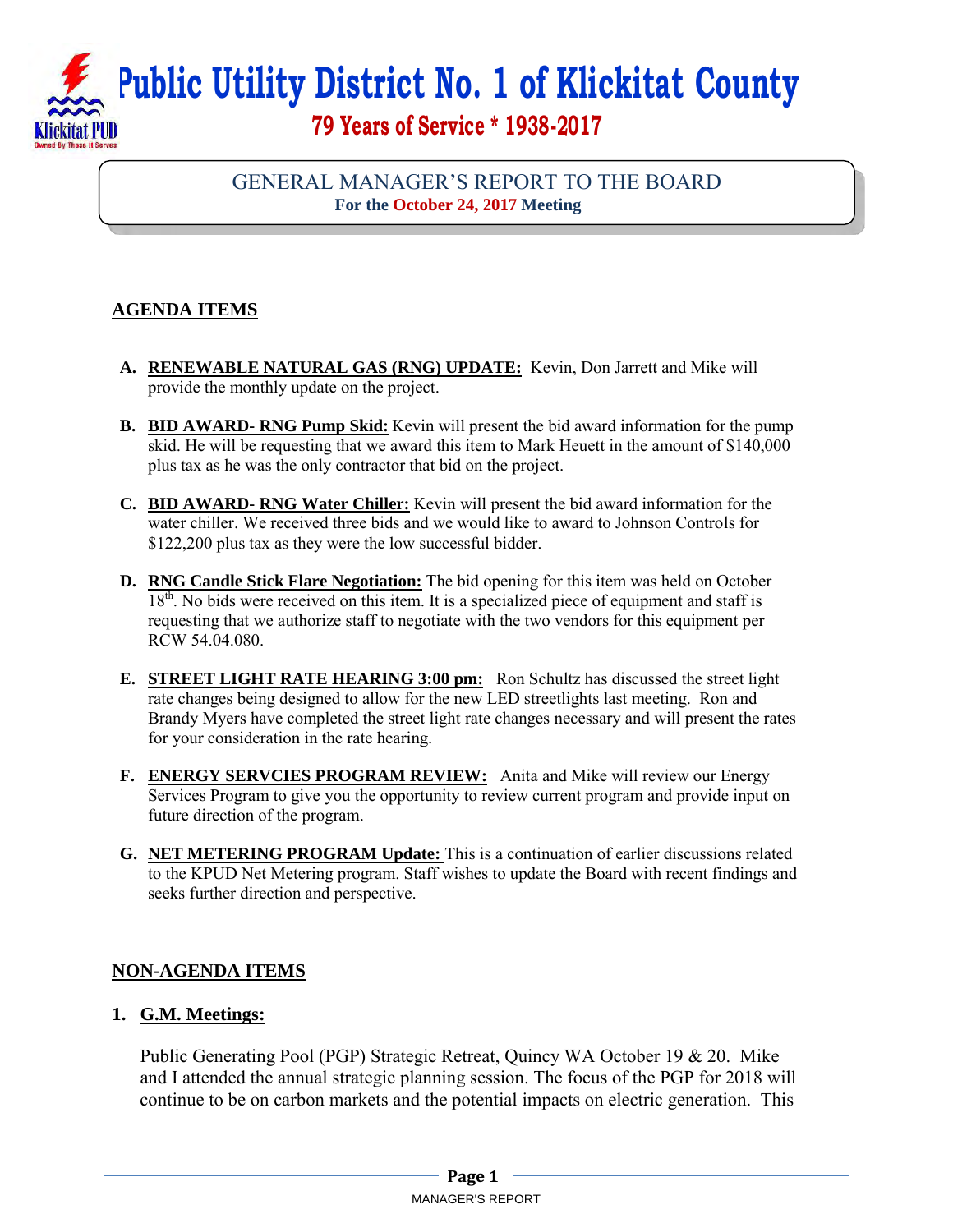# Public Utility District No. 1 of Klickitat County

**79 Years of Service * 1938-2017**

## GENERAL MANAGER'S REPORT TO THE BOARD

**For the October 24, 2017 Meeting**

## AGENDA ITEMS

**A. RENEWABLE NATURAL GAS (RNG) UPDATE:** Kevin, Don Jarrett and Mike will provide the monthly update on the project.

**B. BID AWARD- RNG Pump Skid:** Kevin will present the bid award information for the pump skid. He will be requesting that we award this item to Mark Heuett in the amount of $140,000 plus tax as he was the only contractor that bid on the project.

**C. BID AWARD- RNG Water Chiller:** Kevin will present the bid award information for the water chiller. We received three bids and we would like to award to Johnson Controls for $122,200 plus tax as they were the low successful bidder.

**D. RNG Candle Stick Flare Negotiation:** The bid opening for this item was held on October 18th. No bids were received on this item. It is a specialized piece of equipment and staff is requesting that we authorize staff to negotiate with the two vendors for this equipment per RCW 54.04.080.

**E. STREET LIGHT RATE HEARING 3:00 pm:** Ron Schultz has discussed the street light rate changes being designed to allow for the new LED streetlights last meeting. Ron and Brandy Myers have completed the street light rate changes necessary and will present the rates for your consideration in the rate hearing.

**F. ENERGY SERVCIES PROGRAM REVIEW:** Anita and Mike will review our Energy Services Program to give you the opportunity to review current program and provide input on future direction of the program.

**G. NET METERING PROGRAM Update:** This is a continuation of earlier discussions related to the KPUD Net Metering program. Staff wishes to update the Board with recent findings and seeks further direction and perspective.

## NON-AGENDA ITEMS

### 1. G.M. Meetings:

Public Generating Pool (PGP) Strategic Retreat, Quincy WA October 19 & 20. Mike and I attended the annual strategic planning session. The focus of the PGP for 2018 will continue to be on carbon markets and the potential impacts on electric generation. This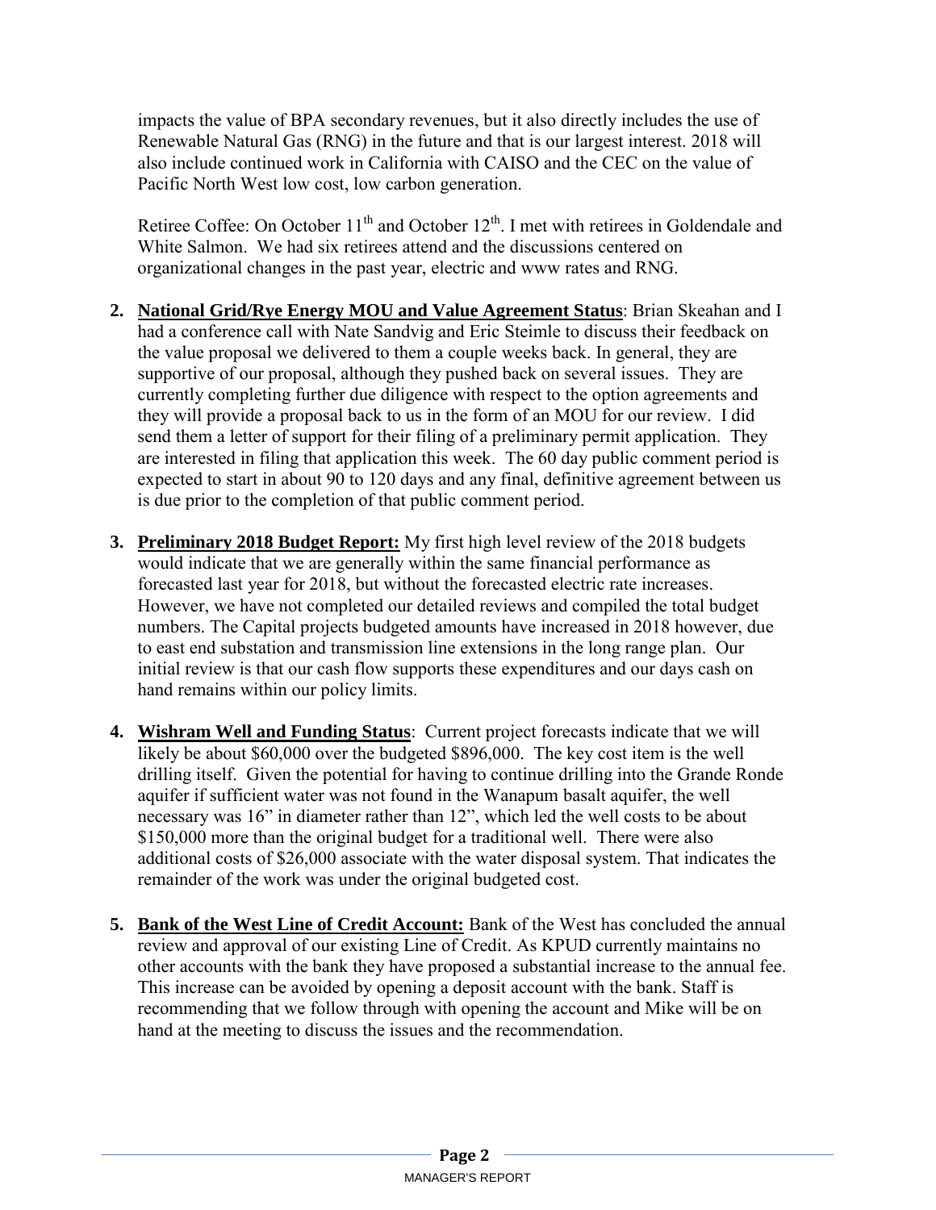impacts the value of BPA secondary revenues, but it also directly includes the use of Renewable Natural Gas (RNG) in the future and that is our largest interest. 2018 will also include continued work in California with CAISO and the CEC on the value of Pacific North West low cost, low carbon generation.

Retiree Coffee: On October 11th and October 12th. I met with retirees in Goldendale and White Salmon. We had six retirees attend and the discussions centered on organizational changes in the past year, electric and www rates and RNG.

2. **National Grid/Rye Energy MOU and Value Agreement Status**: Brian Skeahan and I had a conference call with Nate Sandvig and Eric Steimle to discuss their feedback on the value proposal we delivered to them a couple weeks back. In general, they are supportive of our proposal, although they pushed back on several issues. They are currently completing further due diligence with respect to the option agreements and they will provide a proposal back to us in the form of an MOU for our review. I did send them a letter of support for their filing of a preliminary permit application. They are interested in filing that application this week. The 60 day public comment period is expected to start in about 90 to 120 days and any final, definitive agreement between us is due prior to the completion of that public comment period.

3. **Preliminary 2018 Budget Report:** My first high level review of the 2018 budgets would indicate that we are generally within the same financial performance as forecasted last year for 2018, but without the forecasted electric rate increases. However, we have not completed our detailed reviews and compiled the total budget numbers. The Capital projects budgeted amounts have increased in 2018 however, due to east end substation and transmission line extensions in the long range plan. Our initial review is that our cash flow supports these expenditures and our days cash on hand remains within our policy limits.

4. **Wishram Well and Funding Status**: Current project forecasts indicate that we will likely be about $60,000 over the budgeted $896,000. The key cost item is the well drilling itself. Given the potential for having to continue drilling into the Grande Ronde aquifer if sufficient water was not found in the Wanapum basalt aquifer, the well necessary was 16" in diameter rather than 12", which led the well costs to be about $150,000 more than the original budget for a traditional well. There were also additional costs of $26,000 associate with the water disposal system. That indicates the remainder of the work was under the original budgeted cost.

5. **Bank of the West Line of Credit Account:** Bank of the West has concluded the annual review and approval of our existing Line of Credit. As KPUD currently maintains no other accounts with the bank they have proposed a substantial increase to the annual fee. This increase can be avoided by opening a deposit account with the bank. Staff is recommending that we follow through with opening the account and Mike will be on hand at the meeting to discuss the issues and the recommendation.